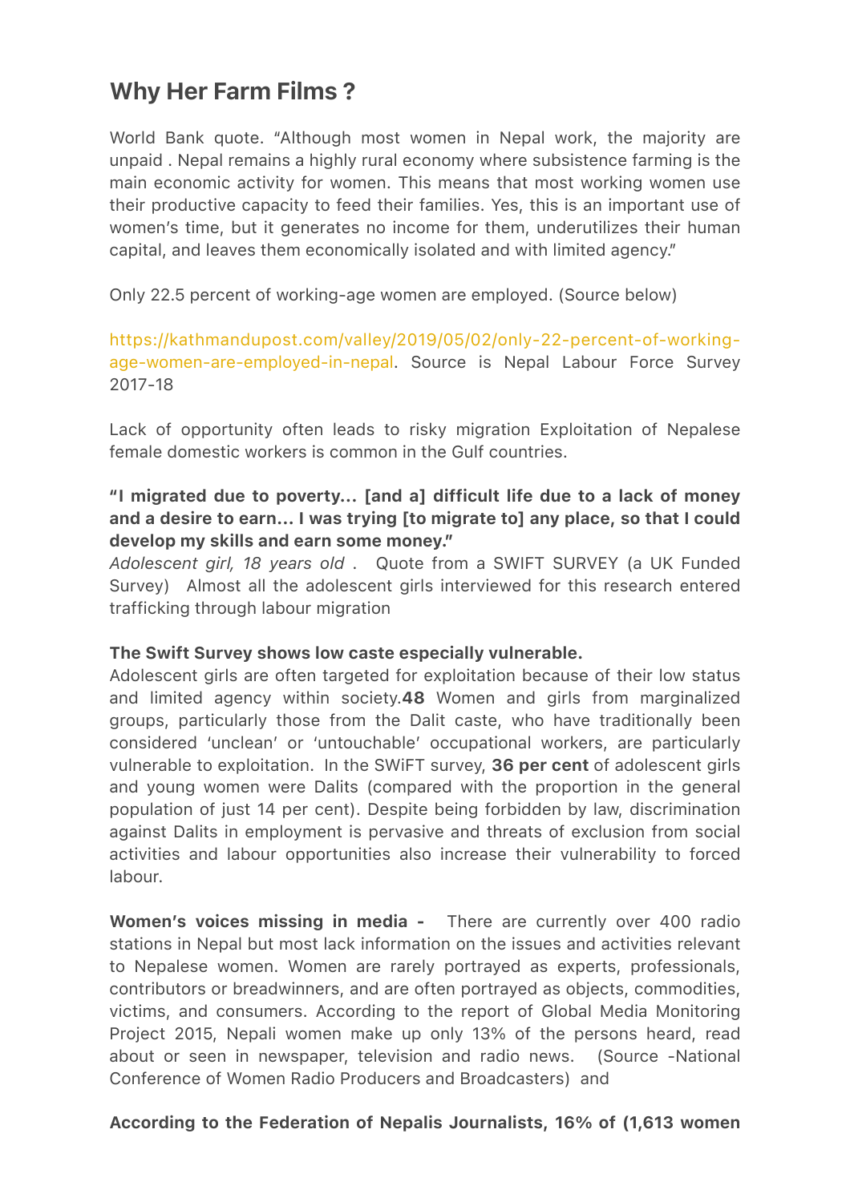## Why Her Farm Films ?

World Bank quote. "Although most women in Nepal work, the majority are unpaid . Nepal remains a highly rural economy where subsistence farming is the main economic activity for women. This means that most working women use their productive capacity to feed their families. Yes, this is an important use of women's time, but it generates no income for them, underutilizes their human capital, and leaves them economically isolated and with limited agency."

Only 22.5 percent of working-age women are employed. (Source below)

https://kathmandupost.com/valley/2019/05/02/only-22-percent-of-working-age-women-are-employed-in-nepal. Source is Nepal Labour Force Survey 2017-18

Lack of opportunity often leads to risky migration Exploitation of Nepalese female domestic workers is common in the Gulf countries.

**"I migrated due to poverty… [and a] difficult life due to a lack of money and a desire to earn… I was trying [to migrate to] any place, so that I could develop my skills and earn some money."**

*Adolescent girl, 18 years old* . Quote from a SWIFT SURVEY (a UK Funded Survey) Almost all the adolescent girls interviewed for this research entered trafficking through labour migration

**The Swift Survey shows low caste especially vulnerable.**

Adolescent girls are often targeted for exploitation because of their low status and limited agency within society.**48** Women and girls from marginalized groups, particularly those from the Dalit caste, who have traditionally been considered 'unclean' or 'untouchable' occupational workers, are particularly vulnerable to exploitation. In the SWiFT survey, **36 per cent** of adolescent girls and young women were Dalits (compared with the proportion in the general population of just 14 per cent). Despite being forbidden by law, discrimination against Dalits in employment is pervasive and threats of exclusion from social activities and labour opportunities also increase their vulnerability to forced labour.

**Women's voices missing in media -** There are currently over 400 radio stations in Nepal but most lack information on the issues and activities relevant to Nepalese women. Women are rarely portrayed as experts, professionals, contributors or breadwinners, and are often portrayed as objects, commodities, victims, and consumers. According to the report of Global Media Monitoring Project 2015, Nepali women make up only 13% of the persons heard, read about or seen in newspaper, television and radio news. (Source -National Conference of Women Radio Producers and Broadcasters) and

**According to the Federation of Nepalis Journalists, 16% of (1,613 women**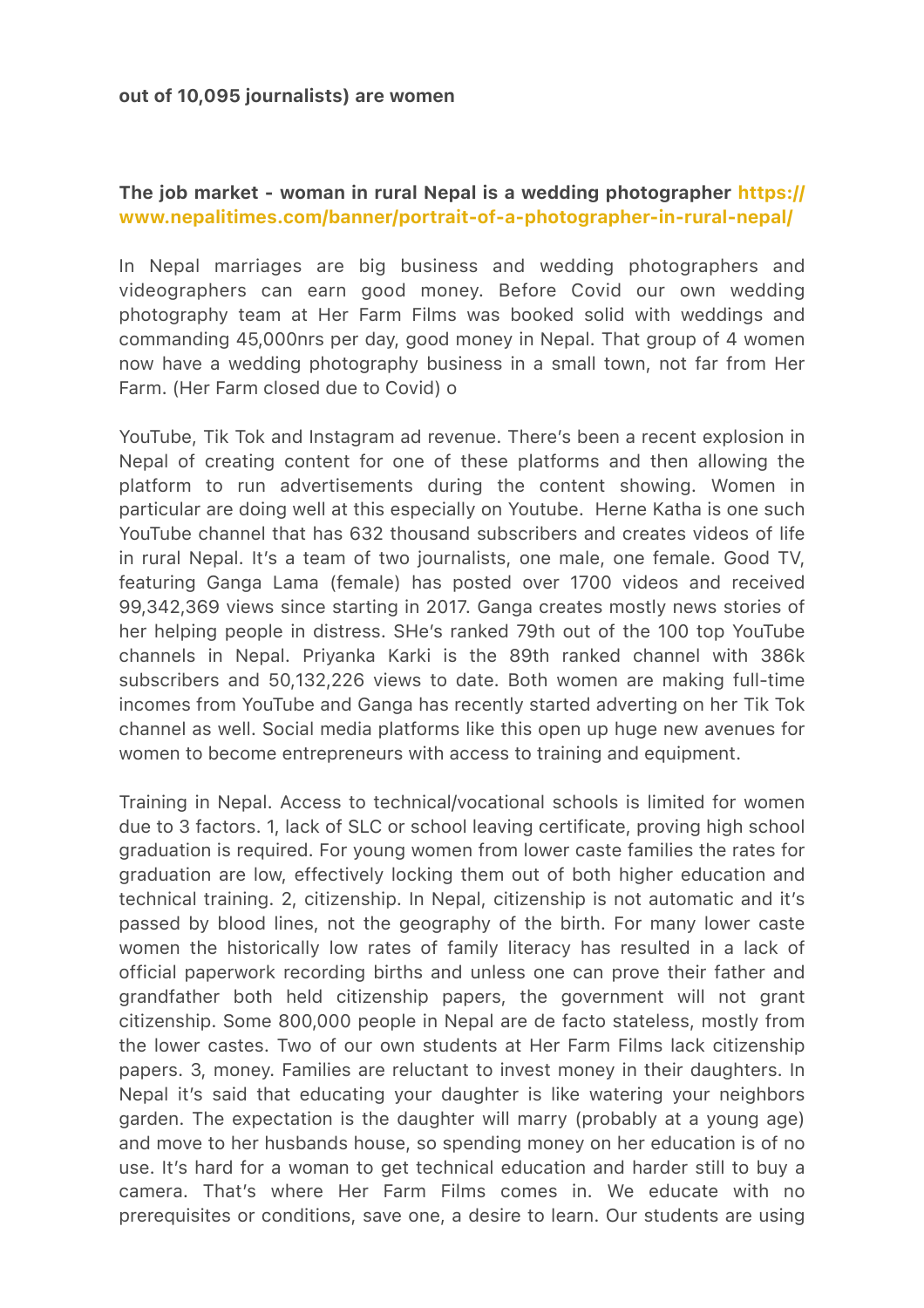**out of 10,095 journalists) are women**

**The job market - woman in rural Nepal is a wedding photographer https://www.nepalitimes.com/banner/portrait-of-a-photographer-in-rural-nepal/**

In Nepal marriages are big business and wedding photographers and videographers can earn good money. Before Covid our own wedding photography team at Her Farm Films was booked solid with weddings and commanding 45,000nrs per day, good money in Nepal. That group of 4 women now have a wedding photography business in a small town, not far from Her Farm. (Her Farm closed due to Covid) o

YouTube, Tik Tok and Instagram ad revenue. There's been a recent explosion in Nepal of creating content for one of these platforms and then allowing the platform to run advertisements during the content showing. Women in particular are doing well at this especially on Youtube. Herne Katha is one such YouTube channel that has 632 thousand subscribers and creates videos of life in rural Nepal. It's a team of two journalists, one male, one female. Good TV, featuring Ganga Lama (female) has posted over 1700 videos and received 99,342,369 views since starting in 2017. Ganga creates mostly news stories of her helping people in distress. SHe's ranked 79th out of the 100 top YouTube channels in Nepal. Priyanka Karki is the 89th ranked channel with 386k subscribers and 50,132,226 views to date. Both women are making full-time incomes from YouTube and Ganga has recently started adverting on her Tik Tok channel as well. Social media platforms like this open up huge new avenues for women to become entrepreneurs with access to training and equipment.

Training in Nepal. Access to technical/vocational schools is limited for women due to 3 factors. 1, lack of SLC or school leaving certificate, proving high school graduation is required. For young women from lower caste families the rates for graduation are low, effectively locking them out of both higher education and technical training. 2, citizenship. In Nepal, citizenship is not automatic and it's passed by blood lines, not the geography of the birth. For many lower caste women the historically low rates of family literacy has resulted in a lack of official paperwork recording births and unless one can prove their father and grandfather both held citizenship papers, the government will not grant citizenship. Some 800,000 people in Nepal are de facto stateless, mostly from the lower castes. Two of our own students at Her Farm Films lack citizenship papers. 3, money. Families are reluctant to invest money in their daughters. In Nepal it's said that educating your daughter is like watering your neighbors garden. The expectation is the daughter will marry (probably at a young age) and move to her husbands house, so spending money on her education is of no use. It's hard for a woman to get technical education and harder still to buy a camera. That's where Her Farm Films comes in. We educate with no prerequisites or conditions, save one, a desire to learn. Our students are using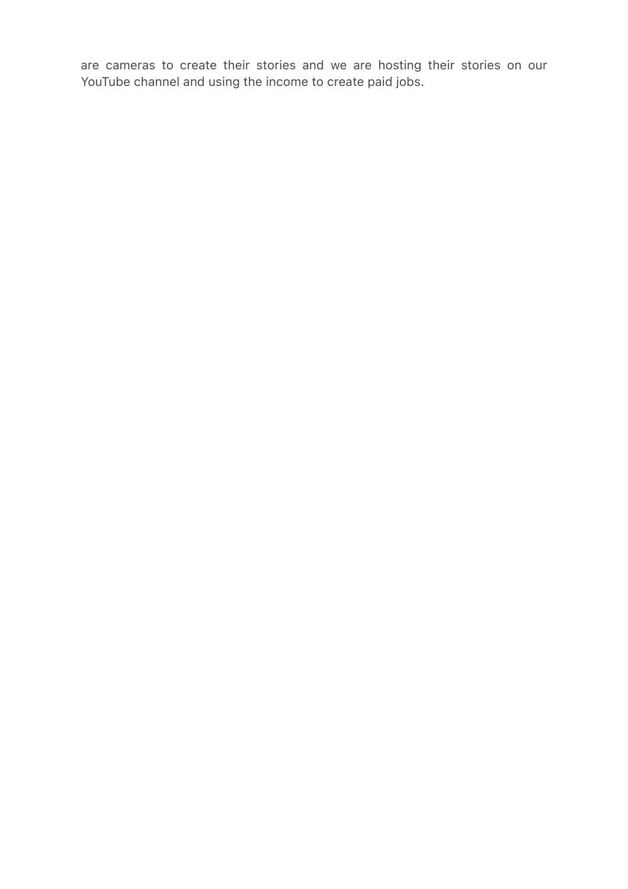are cameras to create their stories and we are hosting their stories on our YouTube channel and using the income to create paid jobs.